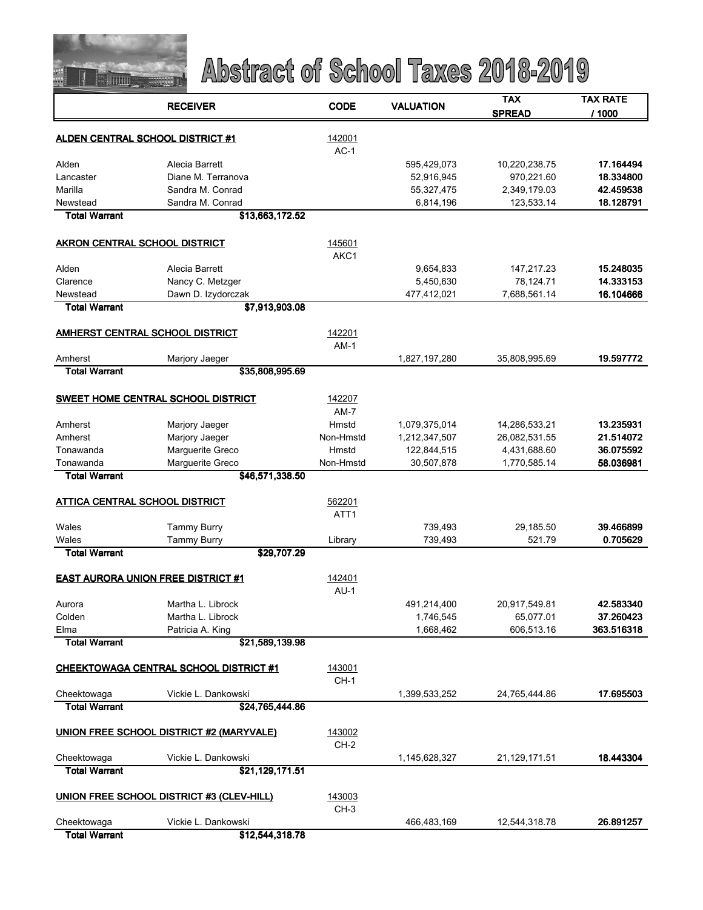# Abstract of School Taxes 2018-2019

| | RECEIVER | CODE | VALUATION | TAX SPREAD | TAX RATE / 1000 |
|---|---|---|---|---|---|
| **ALDEN CENTRAL SCHOOL DISTRICT #1** | | 142001 | | | |
| | | AC-1 | | | |
| Alden | Alecia Barrett | | 595,429,073 | 10,220,238.75 | **17.164494** |
| Lancaster | Diane M. Terranova | | 52,916,945 | 970,221.60 | **18.334800** |
| Marilla | Sandra M. Conrad | | 55,327,475 | 2,349,179.03 | **42.459538** |
| Newstead | Sandra M. Conrad | | 6,814,196 | 123,533.14 | **18.128791** |
| **Total Warrant** | **$13,663,172.52** | | | | |
| **AKRON CENTRAL SCHOOL DISTRICT** | | 145601 | | | |
| | | AKC1 | | | |
| Alden | Alecia Barrett | | 9,654,833 | 147,217.23 | **15.248035** |
| Clarence | Nancy C. Metzger | | 5,450,630 | 78,124.71 | **14.333153** |
| Newstead | Dawn D. Izydorczak | | 477,412,021 | 7,688,561.14 | **16.104666** |
| **Total Warrant** | **$7,913,903.08** | | | | |
| **AMHERST CENTRAL SCHOOL DISTRICT** | | 142201 | | | |
| | | AM-1 | | | |
| Amherst | Marjory Jaeger | | 1,827,197,280 | 35,808,995.69 | **19.597772** |
| **Total Warrant** | **$35,808,995.69** | | | | |
| **SWEET HOME CENTRAL SCHOOL DISTRICT** | | 142207 | | | |
| | | AM-7 | | | |
| Amherst | Marjory Jaeger | Hmstd | 1,079,375,014 | 14,286,533.21 | **13.235931** |
| Amherst | Marjory Jaeger | Non-Hmstd | 1,212,347,507 | 26,082,531.55 | **21.514072** |
| Tonawanda | Marguerite Greco | Hmstd | 122,844,515 | 4,431,688.60 | **36.075592** |
| Tonawanda | Marguerite Greco | Non-Hmstd | 30,507,878 | 1,770,585.14 | **58.036981** |
| **Total Warrant** | **$46,571,338.50** | | | | |
| **ATTICA CENTRAL SCHOOL DISTRICT** | | 562201 | | | |
| | | ATT1 | | | |
| Wales | Tammy Burry | | 739,493 | 29,185.50 | **39.466899** |
| Wales | Tammy Burry | Library | 739,493 | 521.79 | **0.705629** |
| **Total Warrant** | **$29,707.29** | | | | |
| **EAST AURORA UNION FREE DISTRICT #1** | | 142401 | | | |
| | | AU-1 | | | |
| Aurora | Martha L. Librock | | 491,214,400 | 20,917,549.81 | **42.583340** |
| Colden | Martha L. Librock | | 1,746,545 | 65,077.01 | **37.260423** |
| Elma | Patricia A. King | | 1,668,462 | 606,513.16 | **363.516318** |
| **Total Warrant** | **$21,589,139.98** | | | | |
| **CHEEKTOWAGA CENTRAL SCHOOL DISTRICT #1** | | 143001 | | | |
| | | CH-1 | | | |
| Cheektowaga | Vickie L. Dankowski | | 1,399,533,252 | 24,765,444.86 | **17.695503** |
| **Total Warrant** | **$24,765,444.86** | | | | |
| **UNION FREE SCHOOL DISTRICT #2 (MARYVALE)** | | 143002 | | | |
| | | CH-2 | | | |
| Cheektowaga | Vickie L. Dankowski | | 1,145,628,327 | 21,129,171.51 | **18.443304** |
| **Total Warrant** | **$21,129,171.51** | | | | |
| **UNION FREE SCHOOL DISTRICT #3 (CLEV-HILL)** | | 143003 | | | |
| | | CH-3 | | | |
| Cheektowaga | Vickie L. Dankowski | | 466,483,169 | 12,544,318.78 | **26.891257** |
| **Total Warrant** | **$12,544,318.78** | | | | |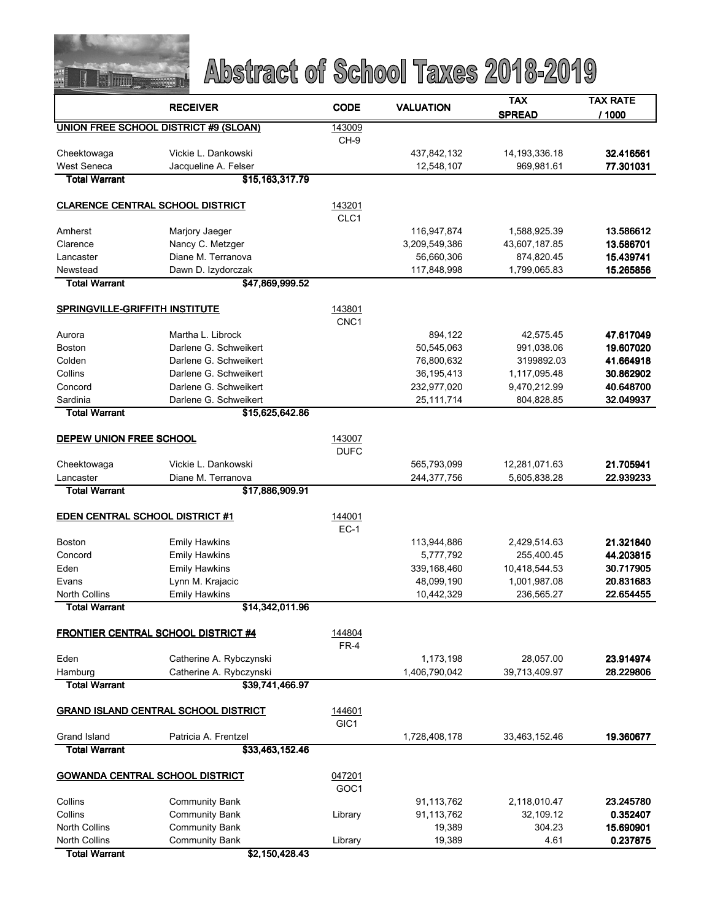# Abstract of School Taxes 2018-2019

| | RECEIVER | CODE | VALUATION | TAX SPREAD | TAX RATE / 1000 |
|---|---|---|---|---|---|
| **UNION FREE SCHOOL DISTRICT #9 (SLOAN)** | | 143009 CH-9 | | | |
| Cheektowaga | Vickie L. Dankowski | | 437,842,132 | 14,193,336.18 | **32.416561** |
| West Seneca | Jacqueline A. Felser | | 12,548,107 | 969,981.61 | **77.301031** |
| **Total Warrant** | **$15,163,317.79** | | | | |
| **CLARENCE CENTRAL SCHOOL DISTRICT** | | 143201 CLC1 | | | |
| Amherst | Marjory Jaeger | | 116,947,874 | 1,588,925.39 | **13.586612** |
| Clarence | Nancy C. Metzger | | 3,209,549,386 | 43,607,187.85 | **13.586701** |
| Lancaster | Diane M. Terranova | | 56,660,306 | 874,820.45 | **15.439741** |
| Newstead | Dawn D. Izydorczak | | 117,848,998 | 1,799,065.83 | **15.265856** |
| **Total Warrant** | **$47,869,999.52** | | | | |
| **SPRINGVILLE-GRIFFITH INSTITUTE** | | 143801 CNC1 | | | |
| Aurora | Martha L. Librock | | 894,122 | 42,575.45 | **47.617049** |
| Boston | Darlene G. Schweikert | | 50,545,063 | 991,038.06 | **19.607020** |
| Colden | Darlene G. Schweikert | | 76,800,632 | 3199892.03 | **41.664918** |
| Collins | Darlene G. Schweikert | | 36,195,413 | 1,117,095.48 | **30.862902** |
| Concord | Darlene G. Schweikert | | 232,977,020 | 9,470,212.99 | **40.648700** |
| Sardinia | Darlene G. Schweikert | | 25,111,714 | 804,828.85 | **32.049937** |
| **Total Warrant** | **$15,625,642.86** | | | | |
| **DEPEW UNION FREE SCHOOL** | | 143007 DUFC | | | |
| Cheektowaga | Vickie L. Dankowski | | 565,793,099 | 12,281,071.63 | **21.705941** |
| Lancaster | Diane M. Terranova | | 244,377,756 | 5,605,838.28 | **22.939233** |
| **Total Warrant** | **$17,886,909.91** | | | | |
| **EDEN CENTRAL SCHOOL DISTRICT #1** | | 144001 EC-1 | | | |
| Boston | Emily Hawkins | | 113,944,886 | 2,429,514.63 | **21.321840** |
| Concord | Emily Hawkins | | 5,777,792 | 255,400.45 | **44.203815** |
| Eden | Emily Hawkins | | 339,168,460 | 10,418,544.53 | **30.717905** |
| Evans | Lynn M. Krajacic | | 48,099,190 | 1,001,987.08 | **20.831683** |
| North Collins | Emily Hawkins | | 10,442,329 | 236,565.27 | **22.654455** |
| **Total Warrant** | **$14,342,011.96** | | | | |
| **FRONTIER CENTRAL SCHOOL DISTRICT #4** | | 144804 FR-4 | | | |
| Eden | Catherine A. Rybczynski | | 1,173,198 | 28,057.00 | **23.914974** |
| Hamburg | Catherine A. Rybczynski | | 1,406,790,042 | 39,713,409.97 | **28.229806** |
| **Total Warrant** | **$39,741,466.97** | | | | |
| **GRAND ISLAND CENTRAL SCHOOL DISTRICT** | | 144601 GIC1 | | | |
| Grand Island | Patricia A. Frentzel | | 1,728,408,178 | 33,463,152.46 | **19.360677** |
| **Total Warrant** | **$33,463,152.46** | | | | |
| **GOWANDA CENTRAL SCHOOL DISTRICT** | | 047201 GOC1 | | | |
| Collins | Community Bank | | 91,113,762 | 2,118,010.47 | **23.245780** |
| Collins | Community Bank | Library | 91,113,762 | 32,109.12 | **0.352407** |
| North Collins | Community Bank | | 19,389 | 304.23 | **15.690901** |
| North Collins | Community Bank | Library | 19,389 | 4.61 | **0.237875** |
| **Total Warrant** | **$2,150,428.43** | | | | |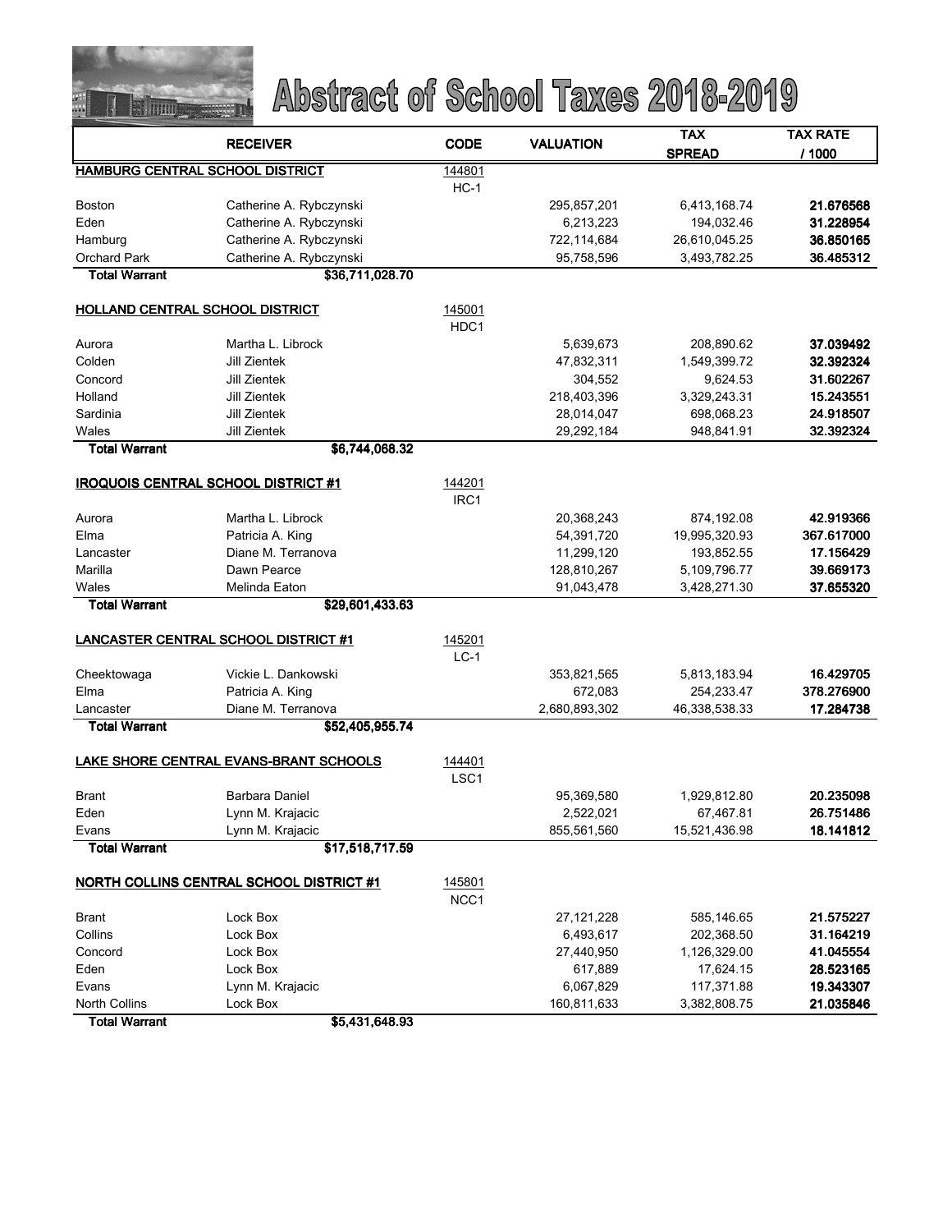# Abstract of School Taxes 2018-2019

| | RECEIVER | CODE | VALUATION | TAX SPREAD | TAX RATE / 1000 |
|---|---|---|---|---|---|
| **HAMBURG CENTRAL SCHOOL DISTRICT** | | 144801 HC-1 | | | |
| Boston | Catherine A. Rybczynski | | 295,857,201 | 6,413,168.74 | **21.676568** |
| Eden | Catherine A. Rybczynski | | 6,213,223 | 194,032.46 | **31.228954** |
| Hamburg | Catherine A. Rybczynski | | 722,114,684 | 26,610,045.25 | **36.850165** |
| Orchard Park | Catherine A. Rybczynski | | 95,758,596 | 3,493,782.25 | **36.485312** |
| **Total Warrant** | **$36,711,028.70** | | | | |
| **HOLLAND CENTRAL SCHOOL DISTRICT** | | 145001 HDC1 | | | |
| Aurora | Martha L. Librock | | 5,639,673 | 208,890.62 | **37.039492** |
| Colden | Jill Zientek | | 47,832,311 | 1,549,399.72 | **32.392324** |
| Concord | Jill Zientek | | 304,552 | 9,624.53 | **31.602267** |
| Holland | Jill Zientek | | 218,403,396 | 3,329,243.31 | **15.243551** |
| Sardinia | Jill Zientek | | 28,014,047 | 698,068.23 | **24.918507** |
| Wales | Jill Zientek | | 29,292,184 | 948,841.91 | **32.392324** |
| **Total Warrant** | **$6,744,068.32** | | | | |
| **IROQUOIS CENTRAL SCHOOL DISTRICT #1** | | 144201 IRC1 | | | |
| Aurora | Martha L. Librock | | 20,368,243 | 874,192.08 | **42.919366** |
| Elma | Patricia A. King | | 54,391,720 | 19,995,320.93 | **367.617000** |
| Lancaster | Diane M. Terranova | | 11,299,120 | 193,852.55 | **17.156429** |
| Marilla | Dawn Pearce | | 128,810,267 | 5,109,796.77 | **39.669173** |
| Wales | Melinda Eaton | | 91,043,478 | 3,428,271.30 | **37.655320** |
| **Total Warrant** | **$29,601,433.63** | | | | |
| **LANCASTER CENTRAL SCHOOL DISTRICT #1** | | 145201 LC-1 | | | |
| Cheektowaga | Vickie L. Dankowski | | 353,821,565 | 5,813,183.94 | **16.429705** |
| Elma | Patricia A. King | | 672,083 | 254,233.47 | **378.276900** |
| Lancaster | Diane M. Terranova | | 2,680,893,302 | 46,338,538.33 | **17.284738** |
| **Total Warrant** | **$52,405,955.74** | | | | |
| **LAKE SHORE CENTRAL EVANS-BRANT SCHOOLS** | | 144401 LSC1 | | | |
| Brant | Barbara Daniel | | 95,369,580 | 1,929,812.80 | **20.235098** |
| Eden | Lynn M. Krajacic | | 2,522,021 | 67,467.81 | **26.751486** |
| Evans | Lynn M. Krajacic | | 855,561,560 | 15,521,436.98 | **18.141812** |
| **Total Warrant** | **$17,518,717.59** | | | | |
| **NORTH COLLINS CENTRAL SCHOOL DISTRICT #1** | | 145801 NCC1 | | | |
| Brant | Lock Box | | 27,121,228 | 585,146.65 | **21.575227** |
| Collins | Lock Box | | 6,493,617 | 202,368.50 | **31.164219** |
| Concord | Lock Box | | 27,440,950 | 1,126,329.00 | **41.045554** |
| Eden | Lock Box | | 617,889 | 17,624.15 | **28.523165** |
| Evans | Lynn M. Krajacic | | 6,067,829 | 117,371.88 | **19.343307** |
| North Collins | Lock Box | | 160,811,633 | 3,382,808.75 | **21.035846** |
| **Total Warrant** | **$5,431,648.93** | | | | |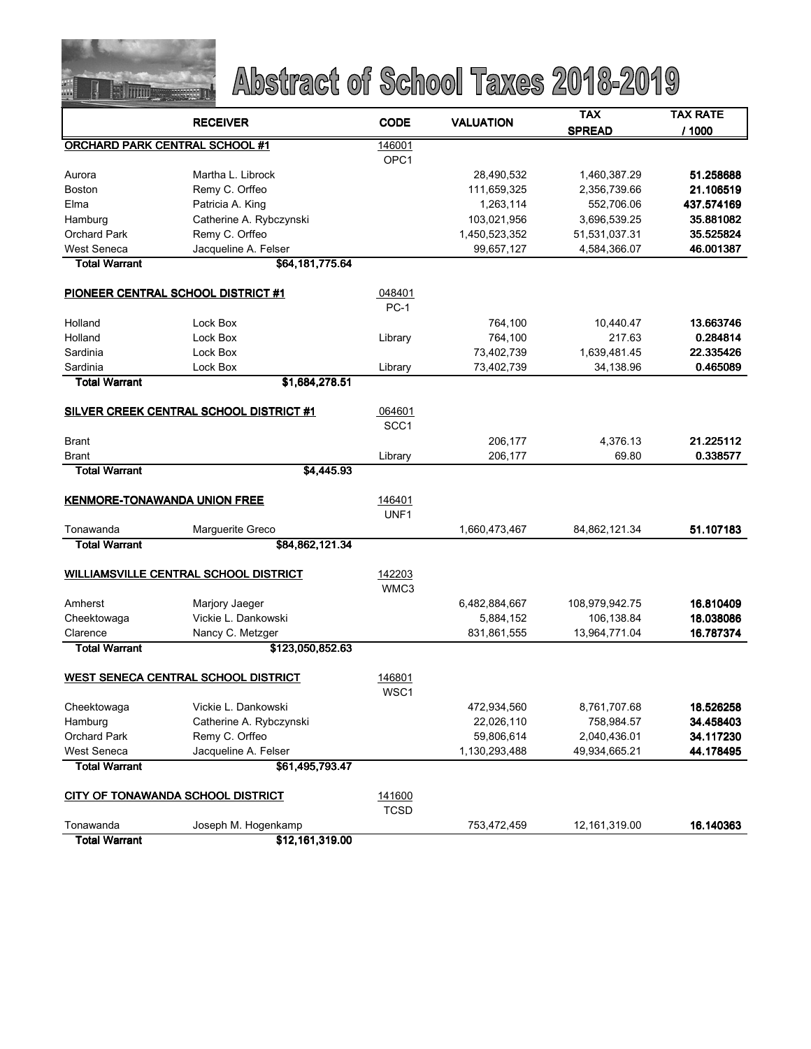# Abstract of School Taxes 2018-2019

| | RECEIVER | CODE | VALUATION | TAX SPREAD | TAX RATE / 1000 |
|---|---|---|---|---|---|
| **ORCHARD PARK CENTRAL SCHOOL #1** | | 146001 OPC1 | | | |
| Aurora | Martha L. Librock | | 28,490,532 | 1,460,387.29 | **51.258688** |
| Boston | Remy C. Orffeo | | 111,659,325 | 2,356,739.66 | **21.106519** |
| Elma | Patricia A. King | | 1,263,114 | 552,706.06 | **437.574169** |
| Hamburg | Catherine A. Rybczynski | | 103,021,956 | 3,696,539.25 | **35.881082** |
| Orchard Park | Remy C. Orffeo | | 1,450,523,352 | 51,531,037.31 | **35.525824** |
| West Seneca | Jacqueline A. Felser | | 99,657,127 | 4,584,366.07 | **46.001387** |
| **Total Warrant** | **$64,181,775.64** | | | | |
| **PIONEER CENTRAL SCHOOL DISTRICT #1** | | 048401 PC-1 | | | |
| Holland | Lock Box | | 764,100 | 10,440.47 | **13.663746** |
| Holland | Lock Box | Library | 764,100 | 217.63 | **0.284814** |
| Sardinia | Lock Box | | 73,402,739 | 1,639,481.45 | **22.335426** |
| Sardinia | Lock Box | Library | 73,402,739 | 34,138.96 | **0.465089** |
| **Total Warrant** | **$1,684,278.51** | | | | |
| **SILVER CREEK CENTRAL SCHOOL DISTRICT #1** | | 064601 SCC1 | | | |
| Brant | | | 206,177 | 4,376.13 | **21.225112** |
| Brant | | Library | 206,177 | 69.80 | **0.338577** |
| **Total Warrant** | **$4,445.93** | | | | |
| **KENMORE-TONAWANDA UNION FREE** | | 146401 UNF1 | | | |
| Tonawanda | Marguerite Greco | | 1,660,473,467 | 84,862,121.34 | **51.107183** |
| **Total Warrant** | **$84,862,121.34** | | | | |
| **WILLIAMSVILLE CENTRAL SCHOOL DISTRICT** | | 142203 WMC3 | | | |
| Amherst | Marjory Jaeger | | 6,482,884,667 | 108,979,942.75 | **16.810409** |
| Cheektowaga | Vickie L. Dankowski | | 5,884,152 | 106,138.84 | **18.038086** |
| Clarence | Nancy C. Metzger | | 831,861,555 | 13,964,771.04 | **16.787374** |
| **Total Warrant** | **$123,050,852.63** | | | | |
| **WEST SENECA CENTRAL SCHOOL DISTRICT** | | 146801 WSC1 | | | |
| Cheektowaga | Vickie L. Dankowski | | 472,934,560 | 8,761,707.68 | **18.526258** |
| Hamburg | Catherine A. Rybczynski | | 22,026,110 | 758,984.57 | **34.458403** |
| Orchard Park | Remy C. Orffeo | | 59,806,614 | 2,040,436.01 | **34.117230** |
| West Seneca | Jacqueline A. Felser | | 1,130,293,488 | 49,934,665.21 | **44.178495** |
| **Total Warrant** | **$61,495,793.47** | | | | |
| **CITY OF TONAWANDA SCHOOL DISTRICT** | | 141600 TCSD | | | |
| Tonawanda | Joseph M. Hogenkamp | | 753,472,459 | 12,161,319.00 | **16.140363** |
| **Total Warrant** | **$12,161,319.00** | | | | |